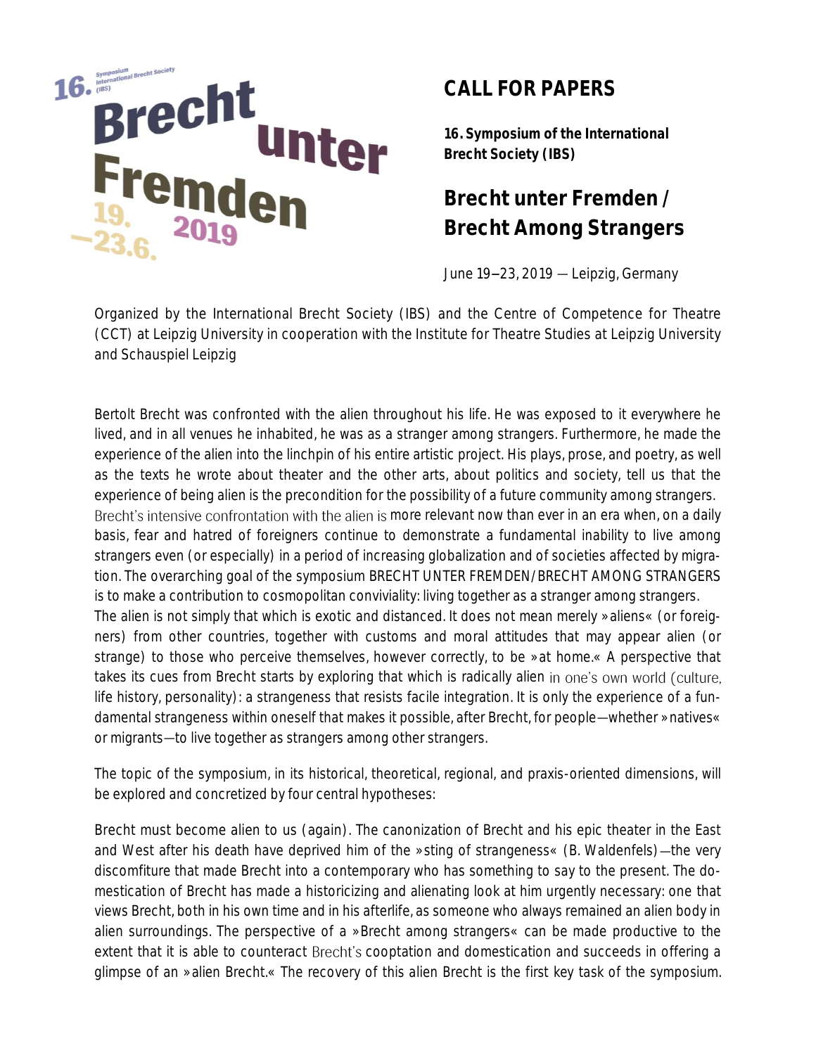16. Symposium International Brecht Society (IBS)

**Brecht unter Fremden**

19.–23.6. 2019

# CALL FOR PAPERS

**16. Symposium of the International Brecht Society (IBS)**

## Brecht unter Fremden / Brecht Among Strangers

June 19–23, 2019 — Leipzig, Germany

Organized by the International Brecht Society (IBS) and the Centre of Competence for Theatre (CCT) at Leipzig University in cooperation with the Institute for Theatre Studies at Leipzig University and Schauspiel Leipzig

Bertolt Brecht was confronted with the alien throughout his life. He was exposed to it everywhere he lived, and in all venues he inhabited, he was as a stranger among strangers. Furthermore, he made the experience of the alien into the linchpin of his entire artistic project. His plays, prose, and poetry, as well as the texts he wrote about theater and the other arts, about politics and society, tell us that the experience of being alien is the precondition for the possibility of a future community among strangers. Brecht's intensive confrontation with the alien is more relevant now than ever in an era when, on a daily basis, fear and hatred of foreigners continue to demonstrate a fundamental inability to live among strangers even (or especially) in a period of increasing globalization and of societies affected by migration. The overarching goal of the symposium BRECHT UNTER FREMDEN/BRECHT AMONG STRANGERS is to make a contribution to cosmopolitan conviviality: living together as a stranger among strangers.
The alien is not simply that which is exotic and distanced. It does not mean merely »aliens« (or foreigners) from other countries, together with customs and moral attitudes that may appear alien (or strange) to those who perceive themselves, however correctly, to be »at home.« A perspective that takes its cues from Brecht starts by exploring that which is radically alien in one's own world (culture, life history, personality): a strangeness that resists facile integration. It is only the experience of a fundamental strangeness within oneself that makes it possible, after Brecht, for people—whether »natives« or migrants—to live together as strangers among other strangers.

The topic of the symposium, in its historical, theoretical, regional, and praxis-oriented dimensions, will be explored and concretized by four central hypotheses:

Brecht must become alien to us (again). The canonization of Brecht and his epic theater in the East and West after his death have deprived him of the »sting of strangeness« (B. Waldenfels)—the very discomfiture that made Brecht into a contemporary who has something to say to the present. The domestication of Brecht has made a historicizing and alienating look at him urgently necessary: one that views Brecht, both in his own time and in his afterlife, as someone who always remained an alien body in alien surroundings. The perspective of a »Brecht among strangers« can be made productive to the extent that it is able to counteract Brecht's cooptation and domestication and succeeds in offering a glimpse of an »alien Brecht.« The recovery of this alien Brecht is the first key task of the symposium.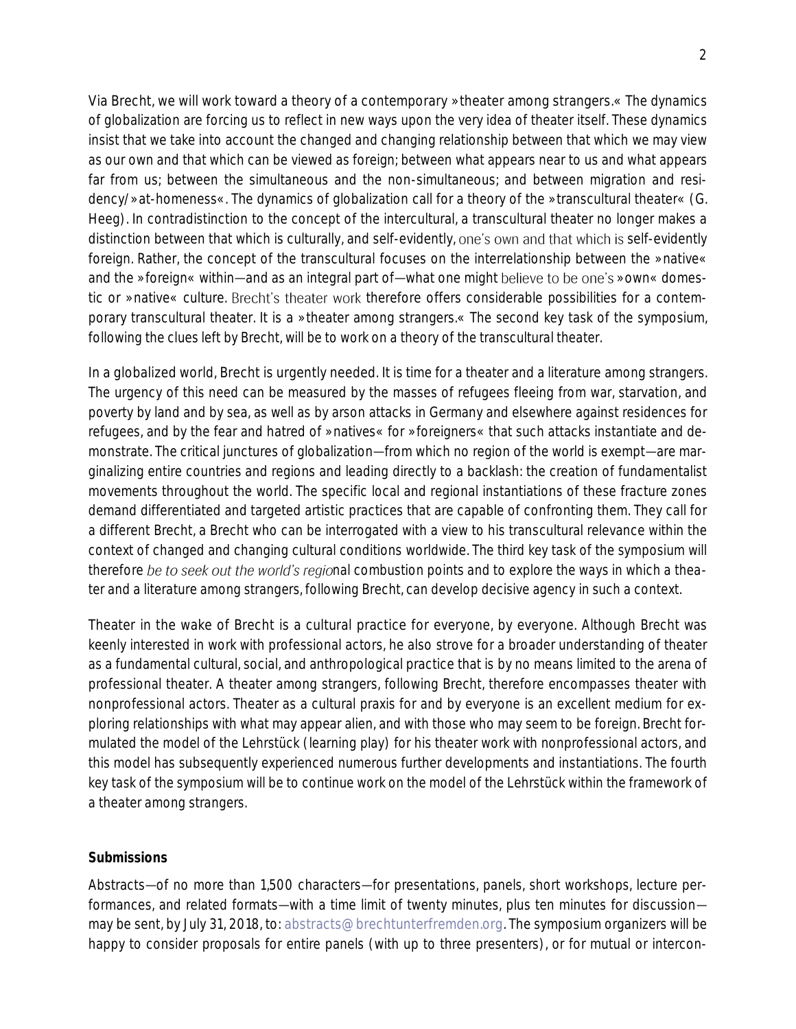Via Brecht, we will work toward a theory of a contemporary »theater among strangers.« The dynamics of globalization are forcing us to reflect in new ways upon the very idea of theater itself. These dynamics insist that we take into account the changed and changing relationship between that which we may view as our own and that which can be viewed as foreign; between what appears near to us and what appears far from us; between the simultaneous and the non-simultaneous; and between migration and residency/»at-homeness«. The dynamics of globalization call for a theory of the »transcultural theater« (G. Heeg). In contradistinction to the concept of the intercultural, a transcultural theater no longer makes a distinction between that which is culturally, and self-evidently, one's own and that which is self-evidently foreign. Rather, the concept of the transcultural focuses on the interrelationship between the »native« and the »foreign« within—and as an integral part of—what one might believe to be one's »own« domestic or »native« culture. Brecht's theater work therefore offers considerable possibilities for a contemporary transcultural theater. It is a »theater among strangers.« The second key task of the symposium, following the clues left by Brecht, will be to work on a theory of the transcultural theater.

In a globalized world, Brecht is urgently needed. It is time for a theater and a literature among strangers. The urgency of this need can be measured by the masses of refugees fleeing from war, starvation, and poverty by land and by sea, as well as by arson attacks in Germany and elsewhere against residences for refugees, and by the fear and hatred of »natives« for »foreigners« that such attacks instantiate and demonstrate. The critical junctures of globalization—from which no region of the world is exempt—are marginalizing entire countries and regions and leading directly to a backlash: the creation of fundamentalist movements throughout the world. The specific local and regional instantiations of these fracture zones demand differentiated and targeted artistic practices that are capable of confronting them. They call for a different Brecht, a Brecht who can be interrogated with a view to his transcultural relevance within the context of changed and changing cultural conditions worldwide. The third key task of the symposium will therefore be to seek out the world's regional combustion points and to explore the ways in which a theater and a literature among strangers, following Brecht, can develop decisive agency in such a context.

Theater in the wake of Brecht is a cultural practice for everyone, by everyone. Although Brecht was keenly interested in work with professional actors, he also strove for a broader understanding of theater as a fundamental cultural, social, and anthropological practice that is by no means limited to the arena of professional theater. A theater among strangers, following Brecht, therefore encompasses theater with nonprofessional actors. Theater as a cultural praxis for and by everyone is an excellent medium for exploring relationships with what may appear alien, and with those who may seem to be foreign. Brecht formulated the model of the Lehrstück (learning play) for his theater work with nonprofessional actors, and this model has subsequently experienced numerous further developments and instantiations. The fourth key task of the symposium will be to continue work on the model of the Lehrstück within the framework of a theater among strangers.

**Submissions**

Abstracts—of no more than 1,500 characters—for presentations, panels, short workshops, lecture performances, and related formats—with a time limit of twenty minutes, plus ten minutes for discussion—may be sent, by July 31, 2018, to: abstracts@brechtunterfremden.org. The symposium organizers will be happy to consider proposals for entire panels (with up to three presenters), or for mutual or intercon-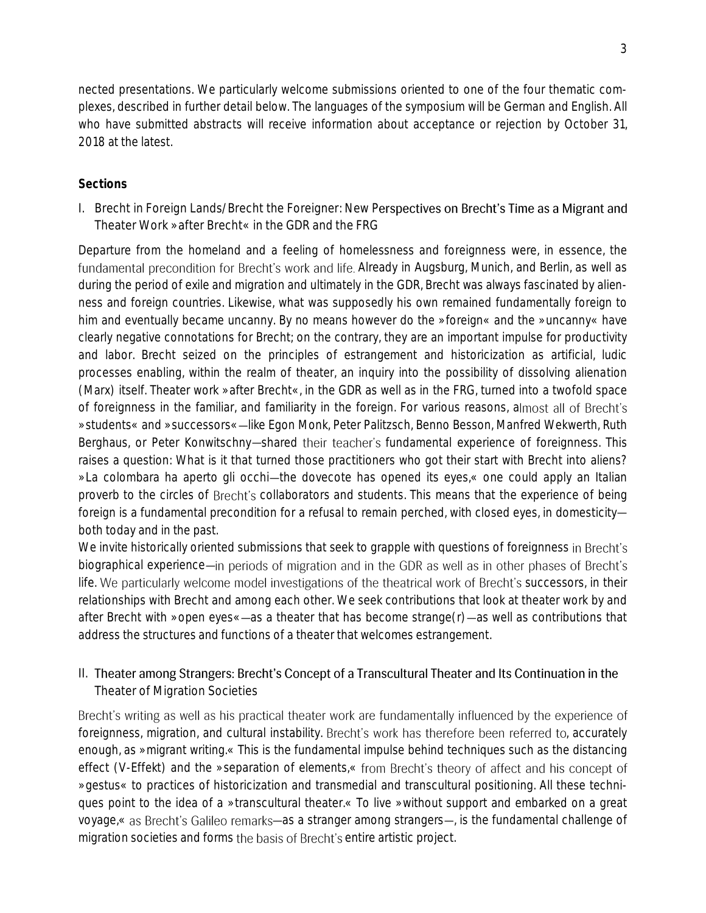nected presentations. We particularly welcome submissions oriented to one of the four thematic complexes, described in further detail below. The languages of the symposium will be German and English. All who have submitted abstracts will receive information about acceptance or rejection by October 31, 2018 at the latest.

## Sections

### I. Brecht in Foreign Lands/Brecht the Foreigner: New Perspectives on Brecht's Time as a Migrant and Theater Work »after Brecht« in the GDR and the FRG

Departure from the homeland and a feeling of homelessness and foreignness were, in essence, the fundamental precondition for Brecht's work and life. Already in Augsburg, Munich, and Berlin, as well as during the period of exile and migration and ultimately in the GDR, Brecht was always fascinated by alienness and foreign countries. Likewise, what was supposedly his own remained fundamentally foreign to him and eventually became uncanny. By no means however do the »foreign« and the »uncanny« have clearly negative connotations for Brecht; on the contrary, they are an important impulse for productivity and labor. Brecht seized on the principles of estrangement and historicization as artificial, ludic processes enabling, within the realm of theater, an inquiry into the possibility of dissolving alienation (Marx) itself. Theater work »after Brecht«, in the GDR as well as in the FRG, turned into a twofold space of foreignness in the familiar, and familiarity in the foreign. For various reasons, almost all of Brecht's »students« and »successors«—like Egon Monk, Peter Palitzsch, Benno Besson, Manfred Wekwerth, Ruth Berghaus, or Peter Konwitschny—shared their teacher's fundamental experience of foreignness. This raises a question: What is it that turned those practitioners who got their start with Brecht into aliens? »La colombara ha aperto gli occhi—the dovecote has opened its eyes,« one could apply an Italian proverb to the circles of Brecht's collaborators and students. This means that the experience of being foreign is a fundamental precondition for a refusal to remain perched, with closed eyes, in domesticity—both today and in the past.

We invite historically oriented submissions that seek to grapple with questions of foreignness in Brecht's biographical experience—in periods of migration and in the GDR as well as in other phases of Brecht's life. We particularly welcome model investigations of the theatrical work of Brecht's successors, in their relationships with Brecht and among each other. We seek contributions that look at theater work by and after Brecht with »open eyes«—as a theater that has become strange(r)—as well as contributions that address the structures and functions of a theater that welcomes estrangement.

### II. Theater among Strangers: Brecht's Concept of a Transcultural Theater and Its Continuation in the Theater of Migration Societies

Brecht's writing as well as his practical theater work are fundamentally influenced by the experience of foreignness, migration, and cultural instability. Brecht's work has therefore been referred to, accurately enough, as »migrant writing.« This is the fundamental impulse behind techniques such as the distancing effect (V-Effekt) and the »separation of elements,« from Brecht's theory of affect and his concept of »gestus« to practices of historicization and transmedial and transcultural positioning. All these techniques point to the idea of a »transcultural theater.« To live »without support and embarked on a great voyage,« as Brecht's Galileo remarks—as a stranger among strangers—, is the fundamental challenge of migration societies and forms the basis of Brecht's entire artistic project.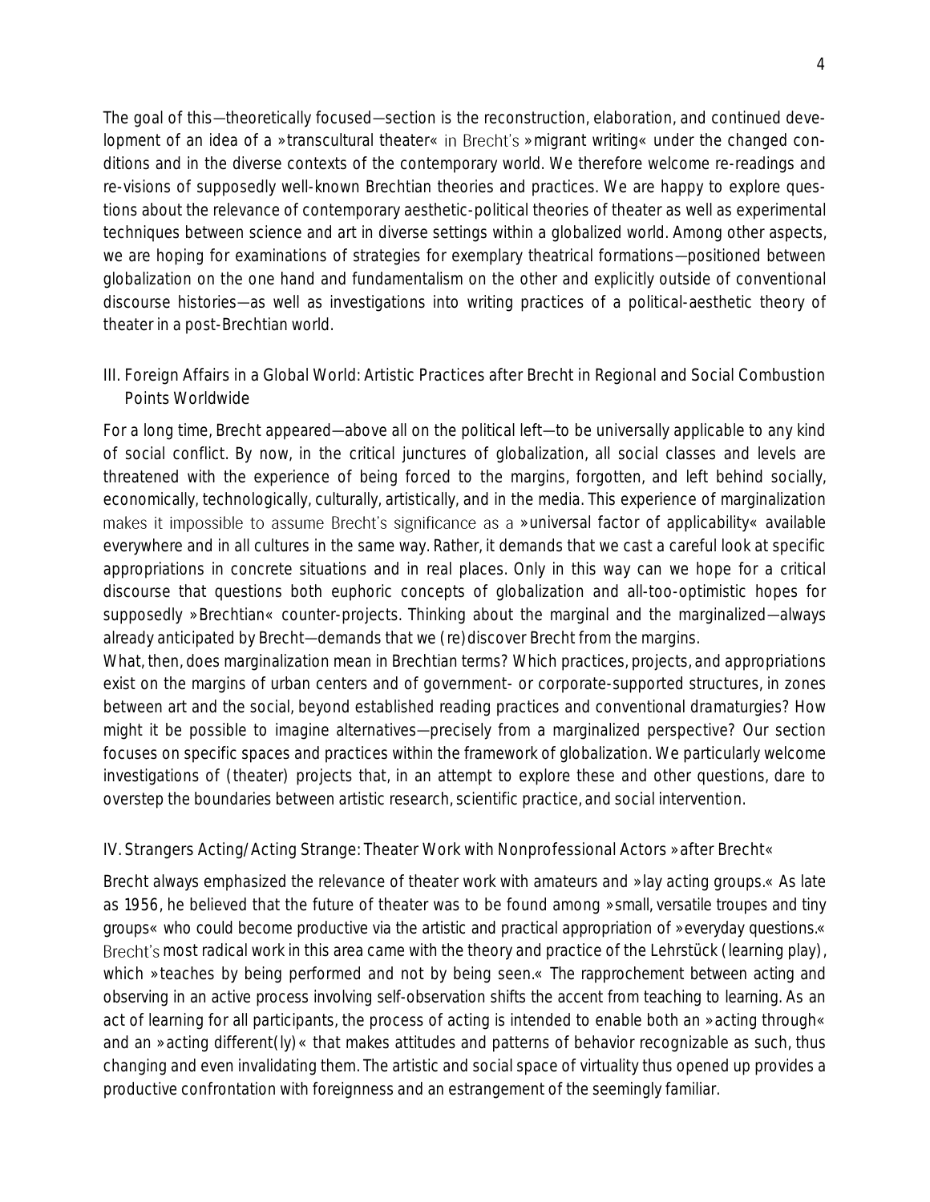The goal of this—theoretically focused—section is the reconstruction, elaboration, and continued development of an idea of a »transcultural theater« in Brecht's »migrant writing« under the changed conditions and in the diverse contexts of the contemporary world. We therefore welcome re-readings and re-visions of supposedly well-known Brechtian theories and practices. We are happy to explore questions about the relevance of contemporary aesthetic-political theories of theater as well as experimental techniques between science and art in diverse settings within a globalized world. Among other aspects, we are hoping for examinations of strategies for exemplary theatrical formations—positioned between globalization on the one hand and fundamentalism on the other and explicitly outside of conventional discourse histories—as well as investigations into writing practices of a political-aesthetic theory of theater in a post-Brechtian world.

## III. Foreign Affairs in a Global World: Artistic Practices after Brecht in Regional and Social Combustion Points Worldwide

For a long time, Brecht appeared—above all on the political left—to be universally applicable to any kind of social conflict. By now, in the critical junctures of globalization, all social classes and levels are threatened with the experience of being forced to the margins, forgotten, and left behind socially, economically, technologically, culturally, artistically, and in the media. This experience of marginalization makes it impossible to assume Brecht's significance as a »universal factor of applicability« available everywhere and in all cultures in the same way. Rather, it demands that we cast a careful look at specific appropriations in concrete situations and in real places. Only in this way can we hope for a critical discourse that questions both euphoric concepts of globalization and all-too-optimistic hopes for supposedly »Brechtian« counter-projects. Thinking about the marginal and the marginalized—always already anticipated by Brecht—demands that we (re)discover Brecht from the margins.

What, then, does marginalization mean in Brechtian terms? Which practices, projects, and appropriations exist on the margins of urban centers and of government- or corporate-supported structures, in zones between art and the social, beyond established reading practices and conventional dramaturgies? How might it be possible to imagine alternatives—precisely from a marginalized perspective? Our section focuses on specific spaces and practices within the framework of globalization. We particularly welcome investigations of (theater) projects that, in an attempt to explore these and other questions, dare to overstep the boundaries between artistic research, scientific practice, and social intervention.

## IV. Strangers Acting/Acting Strange: Theater Work with Nonprofessional Actors »after Brecht«

Brecht always emphasized the relevance of theater work with amateurs and »lay acting groups.« As late as 1956, he believed that the future of theater was to be found among »small, versatile troupes and tiny groups« who could become productive via the artistic and practical appropriation of »everyday questions.« Brecht's most radical work in this area came with the theory and practice of the Lehrstück (learning play), which »teaches by being performed and not by being seen.« The rapprochement between acting and observing in an active process involving self-observation shifts the accent from teaching to learning. As an act of learning for all participants, the process of acting is intended to enable both an »acting through« and an »acting different(ly)« that makes attitudes and patterns of behavior recognizable as such, thus changing and even invalidating them. The artistic and social space of virtuality thus opened up provides a productive confrontation with foreignness and an estrangement of the seemingly familiar.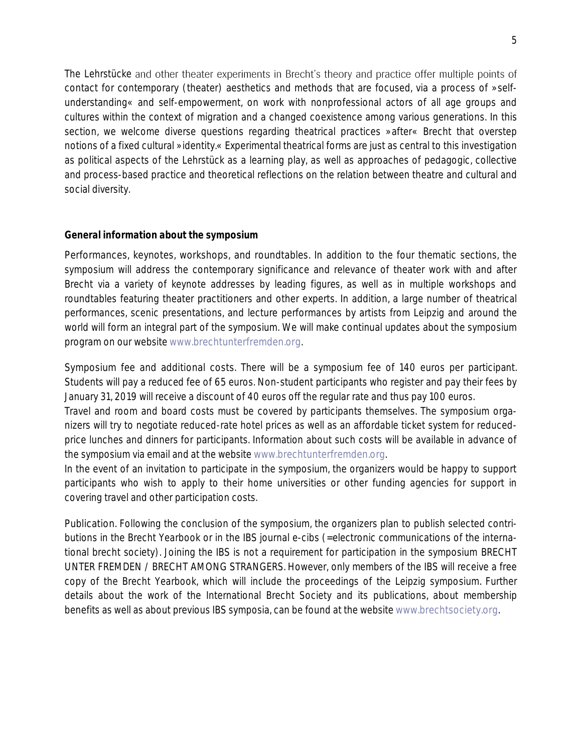The Lehrstücke and other theater experiments in Brecht's theory and practice offer multiple points of contact for contemporary (theater) aesthetics and methods that are focused, via a process of »self-understanding« and self-empowerment, on work with nonprofessional actors of all age groups and cultures within the context of migration and a changed coexistence among various generations. In this section, we welcome diverse questions regarding theatrical practices »after« Brecht that overstep notions of a fixed cultural »identity.« Experimental theatrical forms are just as central to this investigation as political aspects of the Lehrstück as a learning play, as well as approaches of pedagogic, collective and process-based practice and theoretical reflections on the relation between theatre and cultural and social diversity.

**General information about the symposium**

Performances, keynotes, workshops, and roundtables. In addition to the four thematic sections, the symposium will address the contemporary significance and relevance of theater work with and after Brecht via a variety of keynote addresses by leading figures, as well as in multiple workshops and roundtables featuring theater practitioners and other experts. In addition, a large number of theatrical performances, scenic presentations, and lecture performances by artists from Leipzig and around the world will form an integral part of the symposium. We will make continual updates about the symposium program on our website www.brechtunterfremden.org.

Symposium fee and additional costs. There will be a symposium fee of 140 euros per participant. Students will pay a reduced fee of 65 euros. Non-student participants who register and pay their fees by January 31, 2019 will receive a discount of 40 euros off the regular rate and thus pay 100 euros.
Travel and room and board costs must be covered by participants themselves. The symposium organizers will try to negotiate reduced-rate hotel prices as well as an affordable ticket system for reduced-price lunches and dinners for participants. Information about such costs will be available in advance of the symposium via email and at the website www.brechtunterfremden.org.
In the event of an invitation to participate in the symposium, the organizers would be happy to support participants who wish to apply to their home universities or other funding agencies for support in covering travel and other participation costs.

Publication. Following the conclusion of the symposium, the organizers plan to publish selected contributions in the Brecht Yearbook or in the IBS journal e-cibs (=electronic communications of the international brecht society). Joining the IBS is not a requirement for participation in the symposium BRECHT UNTER FREMDEN / BRECHT AMONG STRANGERS. However, only members of the IBS will receive a free copy of the Brecht Yearbook, which will include the proceedings of the Leipzig symposium. Further details about the work of the International Brecht Society and its publications, about membership benefits as well as about previous IBS symposia, can be found at the website www.brechtsociety.org.